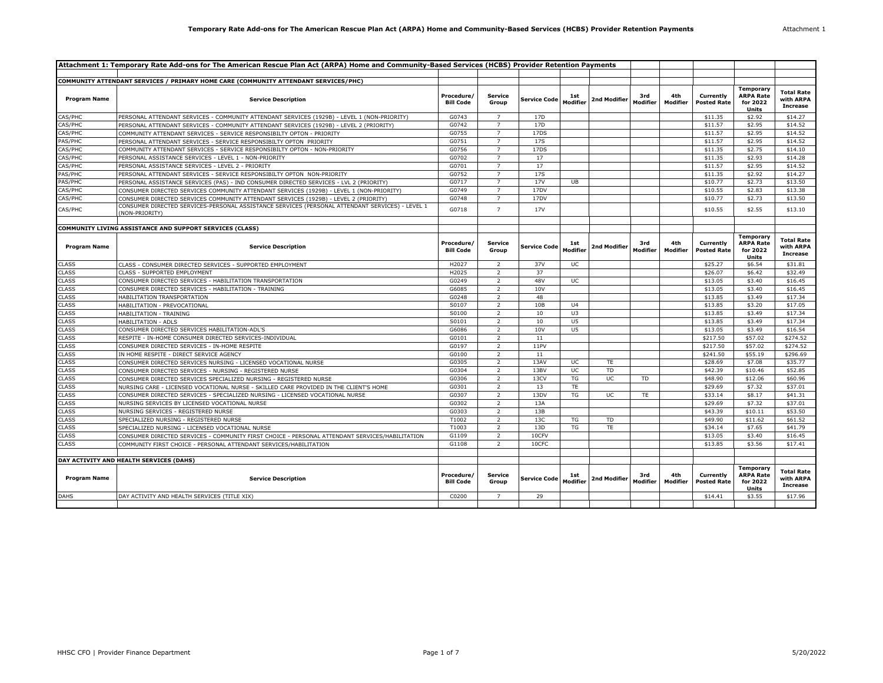## Attachment 1: Temporary Rate Add-ons for The American Rescue Plan Act (ARPA) Home and Community-Based Services (HCBS) Provider Retention Payments

### COMMUNITY ATTENDANT SERVICES / PRIMARY HOME CARE (COMMUNITY ATTENDANT SERVICES/PHC)

| Program Name | Service Description | Procedure/ Bill Code | Service Group | Service Code | 1st Modifier | 2nd Modifier | 3rd Modifier | 4th Modifier | Currently Posted Rate | Temporary ARPA Rate for 2022 Units | Total Rate with ARPA Increase |
|---|---|---|---|---|---|---|---|---|---|---|---|
| CAS/PHC | PERSONAL ATTENDANT SERVICES - COMMUNITY ATTENDANT SERVICES (1929B) - LEVEL 1 (NON-PRIORITY) | G0743 | 7 | 17D | | | | | $11.35 | $2.92 | $14.27 |
| CAS/PHC | PERSONAL ATTENDANT SERVICES - COMMUNITY ATTENDANT SERVICES (1929B) - LEVEL 2 (PRIORITY) | G0742 | 7 | 17D | | | | | $11.57 | $2.95 | $14.52 |
| CAS/PHC | COMMUNITY ATTENDANT SERVICES - SERVICE RESPONSIBILTY OPTON - PRIORITY | G0755 | 7 | 17DS | | | | | $11.57 | $2.95 | $14.52 |
| PAS/PHC | PERSONAL ATTENDANT SERVICES - SERVICE RESPONSIBILTY OPTON PRIORITY | G0751 | 7 | 17S | | | | | $11.57 | $2.95 | $14.52 |
| CAS/PHC | COMMUNITY ATTENDANT SERVICES - SERVICE RESPONSIBILTY OPTON - NON-PRIORITY | G0756 | 7 | 17DS | | | | | $11.35 | $2.75 | $14.10 |
| CAS/PHC | PERSONAL ASSISTANCE SERVICES - LEVEL 1 - NON-PRIORITY | G0702 | 7 | 17 | | | | | $11.35 | $2.93 | $14.28 |
| CAS/PHC | PERSONAL ASSISTANCE SERVICES - LEVEL 2 - PRIORITY | G0701 | 7 | 17 | | | | | $11.57 | $2.95 | $14.52 |
| PAS/PHC | PERSONAL ATTENDANT SERVICES - SERVICE RESPONSIBILTY OPTON NON-PRIORITY | G0752 | 7 | 17S | | | | | $11.35 | $2.92 | $14.27 |
| PAS/PHC | PERSONAL ASSISTANCE SERVICES (PAS) - IND CONSUMER DIRECTED SERVICES - LVL 2 (PRIORITY) | G0717 | 7 | 17V | UB | | | | $10.77 | $2.73 | $13.50 |
| CAS/PHC | CONSUMER DIRECTED SERVICES COMMUNITY ATTENDANT SERVICES (1929B) - LEVEL 1 (NON-PRIORITY) | G0749 | 7 | 17DV | | | | | $10.55 | $2.83 | $13.38 |
| CAS/PHC | CONSUMER DIRECTED SERVICES COMMUNITY ATTENDANT SERVICES (1929B) - LEVEL 2 (PRIORITY) | G0748 | 7 | 17DV | | | | | $10.77 | $2.73 | $13.50 |
| CAS/PHC | CONSUMER DIRECTED SERVICES-PERSONAL ASSISTANCE SERVICES (PERSONAL ATTENDANT SERVICES) - LEVEL 1 (NON-PRIORITY) | G0718 | 7 | 17V | | | | | $10.55 | $2.55 | $13.10 |

### COMMUNITY LIVING ASSISTANCE AND SUPPORT SERVICES (CLASS)

| Program Name | Service Description | Procedure/ Bill Code | Service Group | Service Code | 1st Modifier | 2nd Modifier | 3rd Modifier | 4th Modifier | Currently Posted Rate | Temporary ARPA Rate for 2022 Units | Total Rate with ARPA Increase |
|---|---|---|---|---|---|---|---|---|---|---|---|
| CLASS | CLASS - CONSUMER DIRECTED SERVICES - SUPPORTED EMPLOYMENT | H2027 | 2 | 37V | UC | | | | $25.27 | $6.54 | $31.81 |
| CLASS | CLASS - SUPPORTED EMPLOYMENT | H2025 | 2 | 37 | | | | | $26.07 | $6.42 | $32.49 |
| CLASS | CONSUMER DIRECTED SERVICES - HABILITATION TRANSPORTATION | G0249 | 2 | 48V | UC | | | | $13.05 | $3.40 | $16.45 |
| CLASS | CONSUMER DIRECTED SERVICES - HABILITATION - TRAINING | G6085 | 2 | 10V | | | | | $13.05 | $3.40 | $16.45 |
| CLASS | HABILITATION TRANSPORTATION | G0248 | 2 | 48 | | | | | $13.85 | $3.49 | $17.34 |
| CLASS | HABILITATION - PREVOCATIONAL | S0107 | 2 | 10B | U4 | | | | $13.85 | $3.20 | $17.05 |
| CLASS | HABILITATION - TRAINING | S0100 | 2 | 10 | U3 | | | | $13.85 | $3.49 | $17.34 |
| CLASS | HABILITATION - ADLS | S0101 | 2 | 10 | U5 | | | | $13.85 | $3.49 | $17.34 |
| CLASS | CONSUMER DIRECTED SERVICES HABILITATION-ADL'S | G6086 | 2 | 10V | U5 | | | | $13.05 | $3.49 | $16.54 |
| CLASS | RESPITE - IN-HOME CONSUMER DIRECTED SERVICES-INDIVIDUAL | G0101 | 2 | 11 | | | | | $217.50 | $57.02 | $274.52 |
| CLASS | CONSUMER DIRECTED SERVICES - IN-HOME RESPITE | G0197 | 2 | 11PV | | | | | $217.50 | $57.02 | $274.52 |
| CLASS | IN HOME RESPITE - DIRECT SERVICE AGENCY | G0100 | 2 | 11 | | | | | $241.50 | $55.19 | $296.69 |
| CLASS | CONSUMER DIRECTED SERVICES NURSING - LICENSED VOCATIONAL NURSE | G0305 | 2 | 13AV | UC | TE | | | $28.69 | $7.08 | $35.77 |
| CLASS | CONSUMER DIRECTED SERVICES - NURSING - REGISTERED NURSE | G0304 | 2 | 13BV | UC | TD | | | $42.39 | $10.46 | $52.85 |
| CLASS | CONSUMER DIRECTED SERVICES SPECIALIZED NURSING - REGISTERED NURSE | G0306 | 2 | 13CV | TG | UC | TD | | $48.90 | $12.06 | $60.96 |
| CLASS | NURSING CARE - LICENSED VOCATIONAL NURSE - SKILLED CARE PROVIDED IN THE CLIENT'S HOME | G0301 | 2 | 13 | TE | | | | $29.69 | $7.32 | $37.01 |
| CLASS | CONSUMER DIRECTED SERVICES - SPECIALIZED NURSING - LICENSED VOCATIONAL NURSE | G0307 | 2 | 13DV | TG | UC | TE | | $33.14 | $8.17 | $41.31 |
| CLASS | NURSING SERVICES BY LICENSED VOCATIONAL NURSE | G0302 | 2 | 13A | | | | | $29.69 | $7.32 | $37.01 |
| CLASS | NURSING SERVICES - REGISTERED NURSE | G0303 | 2 | 13B | | | | | $43.39 | $10.11 | $53.50 |
| CLASS | SPECIALIZED NURSING - REGISTERED NURSE | T1002 | 2 | 13C | TG | TD | | | $49.90 | $11.62 | $61.52 |
| CLASS | SPECIALIZED NURSING - LICENSED VOCATIONAL NURSE | T1003 | 2 | 13D | TG | TE | | | $34.14 | $7.65 | $41.79 |
| CLASS | CONSUMER DIRECTED SERVICES - COMMUNITY FIRST CHOICE - PERSONAL ATTENDANT SERVICES/HABILITATION | G1109 | 2 | 10CFV | | | | | $13.05 | $3.40 | $16.45 |
| CLASS | COMMUNITY FIRST CHOICE - PERSONAL ATTENDANT SERVICES/HABILITATION | G1108 | 2 | 10CFC | | | | | $13.85 | $3.56 | $17.41 |

### DAY ACTIVITY AND HEALTH SERVICES (DAHS)

| Program Name | Service Description | Procedure/ Bill Code | Service Group | Service Code | 1st Modifier | 2nd Modifier | 3rd Modifier | 4th Modifier | Currently Posted Rate | Temporary ARPA Rate for 2022 Units | Total Rate with ARPA Increase |
|---|---|---|---|---|---|---|---|---|---|---|---|
| DAHS | DAY ACTIVITY AND HEALTH SERVICES (TITLE XIX) | C0200 | 7 | 29 | | | | | $14.41 | $3.55 | $17.96 |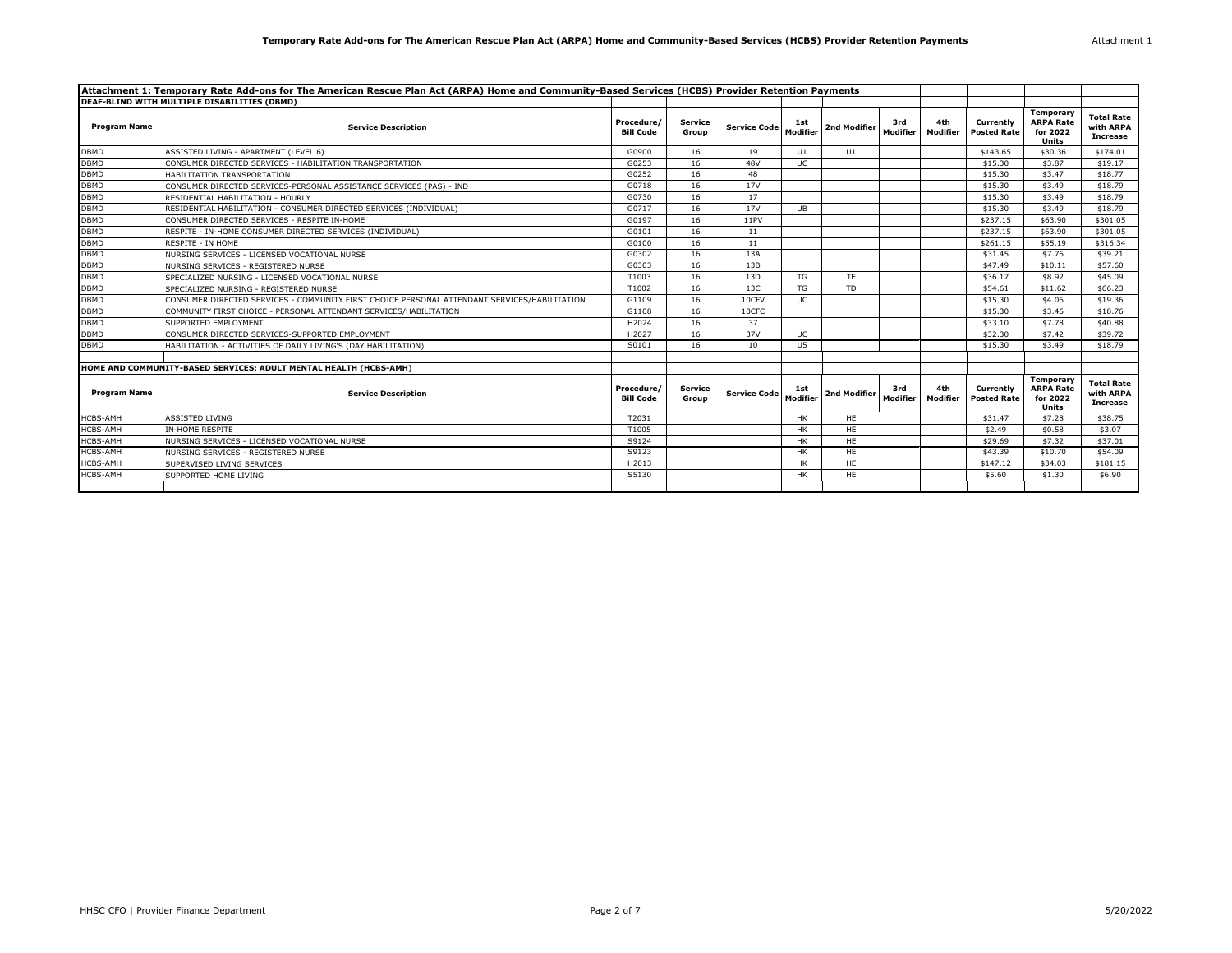Attachment 1: Temporary Rate Add-ons for The American Rescue Plan Act (ARPA) Home and Community-Based Services (HCBS) Provider Retention Payments

**DEAF-BLIND WITH MULTIPLE DISABILITIES (DBMD)**

| Program Name | Service Description | Procedure/ Bill Code | Service Group | Service Code | 1st Modifier | 2nd Modifier | 3rd Modifier | 4th Modifier | Currently Posted Rate | Temporary ARPA Rate for 2022 Units | Total Rate with ARPA Increase |
|---|---|---|---|---|---|---|---|---|---|---|---|
| DBMD | ASSISTED LIVING - APARTMENT (LEVEL 6) | G0900 | 16 | 19 | U1 | U1 | | | $143.65 | $30.36 | $174.01 |
| DBMD | CONSUMER DIRECTED SERVICES - HABILITATION TRANSPORTATION | G0253 | 16 | 48V | UC | | | | $15.30 | $3.87 | $19.17 |
| DBMD | HABILITATION TRANSPORTATION | G0252 | 16 | 48 | | | | | $15.30 | $3.47 | $18.77 |
| DBMD | CONSUMER DIRECTED SERVICES-PERSONAL ASSISTANCE SERVICES (PAS) - IND | G0718 | 16 | 17V | | | | | $15.30 | $3.49 | $18.79 |
| DBMD | RESIDENTIAL HABILITATION - HOURLY | G0730 | 16 | 17 | | | | | $15.30 | $3.49 | $18.79 |
| DBMD | RESIDENTIAL HABILITATION - CONSUMER DIRECTED SERVICES (INDIVIDUAL) | G0717 | 16 | 17V | UB | | | | $15.30 | $3.49 | $18.79 |
| DBMD | CONSUMER DIRECTED SERVICES - RESPITE IN-HOME | G0197 | 16 | 11PV | | | | | $237.15 | $63.90 | $301.05 |
| DBMD | RESPITE - IN-HOME CONSUMER DIRECTED SERVICES (INDIVIDUAL) | G0101 | 16 | 11 | | | | | $237.15 | $63.90 | $301.05 |
| DBMD | RESPITE - IN HOME | G0100 | 16 | 11 | | | | | $261.15 | $55.19 | $316.34 |
| DBMD | NURSING SERVICES - LICENSED VOCATIONAL NURSE | G0302 | 16 | 13A | | | | | $31.45 | $7.76 | $39.21 |
| DBMD | NURSING SERVICES - REGISTERED NURSE | G0303 | 16 | 13B | | | | | $47.49 | $10.11 | $57.60 |
| DBMD | SPECIALIZED NURSING - LICENSED VOCATIONAL NURSE | T1003 | 16 | 13D | TG | TE | | | $36.17 | $8.92 | $45.09 |
| DBMD | SPECIALIZED NURSING - REGISTERED NURSE | T1002 | 16 | 13C | TG | TD | | | $54.61 | $11.62 | $66.23 |
| DBMD | CONSUMER DIRECTED SERVICES - COMMUNITY FIRST CHOICE PERSONAL ATTENDANT SERVICES/HABILITATION | G1109 | 16 | 10CFV | UC | | | | $15.30 | $4.06 | $19.36 |
| DBMD | COMMUNITY FIRST CHOICE - PERSONAL ATTENDANT SERVICES/HABILITATION | G1108 | 16 | 10CFC | | | | | $15.30 | $3.46 | $18.76 |
| DBMD | SUPPORTED EMPLOYMENT | H2024 | 16 | 37 | | | | | $33.10 | $7.78 | $40.88 |
| DBMD | CONSUMER DIRECTED SERVICES-SUPPORTED EMPLOYMENT | H2027 | 16 | 37V | UC | | | | $32.30 | $7.42 | $39.72 |
| DBMD | HABILITATION - ACTIVITIES OF DAILY LIVING'S (DAY HABILITATION) | S0101 | 16 | 10 | U5 | | | | $15.30 | $3.49 | $18.79 |

**HOME AND COMMUNITY-BASED SERVICES: ADULT MENTAL HEALTH (HCBS-AMH)**

| Program Name | Service Description | Procedure/ Bill Code | Service Group | Service Code | 1st Modifier | 2nd Modifier | 3rd Modifier | 4th Modifier | Currently Posted Rate | Temporary ARPA Rate for 2022 Units | Total Rate with ARPA Increase |
|---|---|---|---|---|---|---|---|---|---|---|---|
| HCBS-AMH | ASSISTED LIVING | T2031 | | | HK | HE | | | $31.47 | $7.28 | $38.75 |
| HCBS-AMH | IN-HOME RESPITE | T1005 | | | HK | HE | | | $2.49 | $0.58 | $3.07 |
| HCBS-AMH | NURSING SERVICES - LICENSED VOCATIONAL NURSE | S9124 | | | HK | HE | | | $29.69 | $7.32 | $37.01 |
| HCBS-AMH | NURSING SERVICES - REGISTERED NURSE | S9123 | | | HK | HE | | | $43.39 | $10.70 | $54.09 |
| HCBS-AMH | SUPERVISED LIVING SERVICES | H2013 | | | HK | HE | | | $147.12 | $34.03 | $181.15 |
| HCBS-AMH | SUPPORTED HOME LIVING | S5130 | | | HK | HE | | | $5.60 | $1.30 | $6.90 |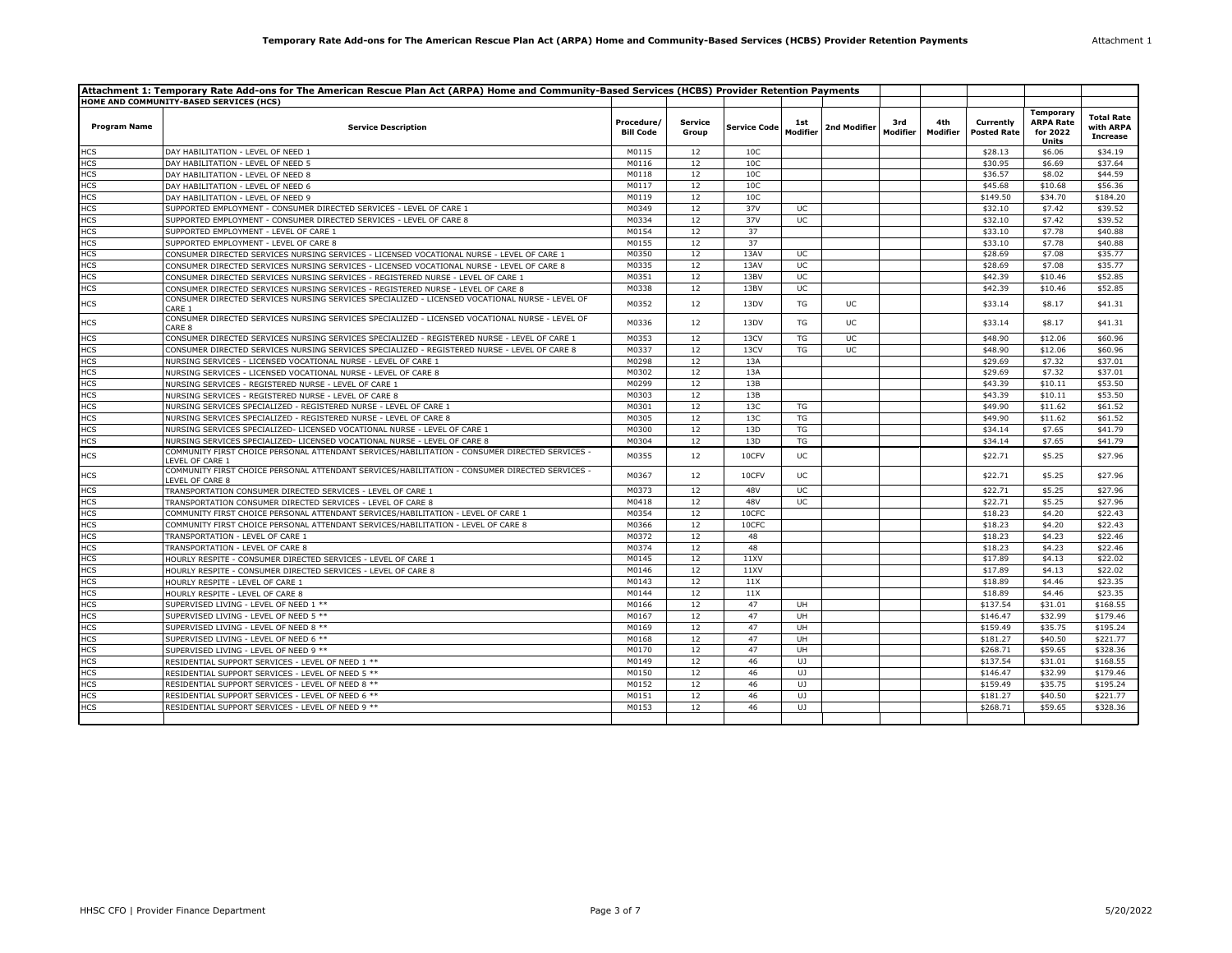| Attachment 1: Temporary Rate Add-ons for The American Rescue Plan Act (ARPA) Home and Community-Based Services (HCBS) Provider Retention Payments | | | | | | | | | | | |
|---|---|---|---|---|---|---|---|---|---|---|---|
| HOME AND COMMUNITY-BASED SERVICES (HCS) | | | | | | | | | | | |
| Program Name | Service Description | Procedure/ Bill Code | Service Group | Service Code | 1st Modifier | 2nd Modifier | 3rd Modifier | 4th Modifier | Currently Posted Rate | Temporary ARPA Rate for 2022 Units | Total Rate with ARPA Increase |
| HCS | DAY HABILITATION - LEVEL OF NEED 1 | M0115 | 12 | 10C | | | | | $28.13 | $6.06 | $34.19 |
| HCS | DAY HABILITATION - LEVEL OF NEED 5 | M0116 | 12 | 10C | | | | | $30.95 | $6.69 | $37.64 |
| HCS | DAY HABILITATION - LEVEL OF NEED 8 | M0118 | 12 | 10C | | | | | $36.57 | $8.02 | $44.59 |
| HCS | DAY HABILITATION - LEVEL OF NEED 6 | M0117 | 12 | 10C | | | | | $45.68 | $10.68 | $56.36 |
| HCS | DAY HABILITATION - LEVEL OF NEED 9 | M0119 | 12 | 10C | | | | | $149.50 | $34.70 | $184.20 |
| HCS | SUPPORTED EMPLOYMENT - CONSUMER DIRECTED SERVICES - LEVEL OF CARE 1 | M0349 | 12 | 37V | UC | | | | $32.10 | $7.42 | $39.52 |
| HCS | SUPPORTED EMPLOYMENT - CONSUMER DIRECTED SERVICES - LEVEL OF CARE 8 | M0334 | 12 | 37V | UC | | | | $32.10 | $7.42 | $39.52 |
| HCS | SUPPORTED EMPLOYMENT - LEVEL OF CARE 1 | M0154 | 12 | 37 | | | | | $33.10 | $7.78 | $40.88 |
| HCS | SUPPORTED EMPLOYMENT - LEVEL OF CARE 8 | M0155 | 12 | 37 | | | | | $33.10 | $7.78 | $40.88 |
| HCS | CONSUMER DIRECTED SERVICES NURSING SERVICES - LICENSED VOCATIONAL NURSE - LEVEL OF CARE 1 | M0350 | 12 | 13AV | UC | | | | $28.69 | $7.08 | $35.77 |
| HCS | CONSUMER DIRECTED SERVICES NURSING SERVICES - LICENSED VOCATIONAL NURSE - LEVEL OF CARE 8 | M0335 | 12 | 13AV | UC | | | | $28.69 | $7.08 | $35.77 |
| HCS | CONSUMER DIRECTED SERVICES NURSING SERVICES - REGISTERED NURSE - LEVEL OF CARE 1 | M0351 | 12 | 13BV | UC | | | | $42.39 | $10.46 | $52.85 |
| HCS | CONSUMER DIRECTED SERVICES NURSING SERVICES - REGISTERED NURSE - LEVEL OF CARE 8 | M0338 | 12 | 13BV | UC | | | | $42.39 | $10.46 | $52.85 |
| HCS | CONSUMER DIRECTED SERVICES NURSING SERVICES SPECIALIZED - LICENSED VOCATIONAL NURSE - LEVEL OF CARE 1 | M0352 | 12 | 13DV | TG | UC | | | $33.14 | $8.17 | $41.31 |
| HCS | CONSUMER DIRECTED SERVICES NURSING SERVICES SPECIALIZED - LICENSED VOCATIONAL NURSE - LEVEL OF CARE 8 | M0336 | 12 | 13DV | TG | UC | | | $33.14 | $8.17 | $41.31 |
| HCS | CONSUMER DIRECTED SERVICES NURSING SERVICES SPECIALIZED - REGISTERED NURSE - LEVEL OF CARE 1 | M0353 | 12 | 13CV | TG | UC | | | $48.90 | $12.06 | $60.96 |
| HCS | CONSUMER DIRECTED SERVICES NURSING SERVICES SPECIALIZED - REGISTERED NURSE - LEVEL OF CARE 8 | M0337 | 12 | 13CV | TG | UC | | | $48.90 | $12.06 | $60.96 |
| HCS | NURSING SERVICES - LICENSED VOCATIONAL NURSE - LEVEL OF CARE 1 | M0298 | 12 | 13A | | | | | $29.69 | $7.32 | $37.01 |
| HCS | NURSING SERVICES - LICENSED VOCATIONAL NURSE - LEVEL OF CARE 8 | M0302 | 12 | 13A | | | | | $29.69 | $7.32 | $37.01 |
| HCS | NURSING SERVICES - REGISTERED NURSE - LEVEL OF CARE 1 | M0299 | 12 | 13B | | | | | $43.39 | $10.11 | $53.50 |
| HCS | NURSING SERVICES - REGISTERED NURSE - LEVEL OF CARE 8 | M0303 | 12 | 13B | | | | | $43.39 | $10.11 | $53.50 |
| HCS | NURSING SERVICES SPECIALIZED - REGISTERED NURSE - LEVEL OF CARE 1 | M0301 | 12 | 13C | TG | | | | $49.90 | $11.62 | $61.52 |
| HCS | NURSING SERVICES SPECIALIZED - REGISTERED NURSE - LEVEL OF CARE 8 | M0305 | 12 | 13C | TG | | | | $49.90 | $11.62 | $61.52 |
| HCS | NURSING SERVICES SPECIALIZED- LICENSED VOCATIONAL NURSE - LEVEL OF CARE 1 | M0300 | 12 | 13D | TG | | | | $34.14 | $7.65 | $41.79 |
| HCS | NURSING SERVICES SPECIALIZED- LICENSED VOCATIONAL NURSE - LEVEL OF CARE 8 | M0304 | 12 | 13D | TG | | | | $34.14 | $7.65 | $41.79 |
| HCS | COMMUNITY FIRST CHOICE PERSONAL ATTENDANT SERVICES/HABILITATION - CONSUMER DIRECTED SERVICES - LEVEL OF CARE 1 | M0355 | 12 | 10CFV | UC | | | | $22.71 | $5.25 | $27.96 |
| HCS | COMMUNITY FIRST CHOICE PERSONAL ATTENDANT SERVICES/HABILITATION - CONSUMER DIRECTED SERVICES - LEVEL OF CARE 8 | M0367 | 12 | 10CFV | UC | | | | $22.71 | $5.25 | $27.96 |
| HCS | TRANSPORTATION CONSUMER DIRECTED SERVICES - LEVEL OF CARE 1 | M0373 | 12 | 48V | UC | | | | $22.71 | $5.25 | $27.96 |
| HCS | TRANSPORTATION CONSUMER DIRECTED SERVICES - LEVEL OF CARE 8 | M0418 | 12 | 48V | UC | | | | $22.71 | $5.25 | $27.96 |
| HCS | COMMUNITY FIRST CHOICE PERSONAL ATTENDANT SERVICES/HABILITATION - LEVEL OF CARE 1 | M0354 | 12 | 10CFC | | | | | $18.23 | $4.20 | $22.43 |
| HCS | COMMUNITY FIRST CHOICE PERSONAL ATTENDANT SERVICES/HABILITATION - LEVEL OF CARE 8 | M0366 | 12 | 10CFC | | | | | $18.23 | $4.20 | $22.43 |
| HCS | TRANSPORTATION - LEVEL OF CARE 1 | M0372 | 12 | 48 | | | | | $18.23 | $4.23 | $22.46 |
| HCS | TRANSPORTATION - LEVEL OF CARE 8 | M0374 | 12 | 48 | | | | | $18.23 | $4.23 | $22.46 |
| HCS | HOURLY RESPITE - CONSUMER DIRECTED SERVICES - LEVEL OF CARE 1 | M0145 | 12 | 11XV | | | | | $17.89 | $4.13 | $22.02 |
| HCS | HOURLY RESPITE - CONSUMER DIRECTED SERVICES - LEVEL OF CARE 8 | M0146 | 12 | 11XV | | | | | $17.89 | $4.13 | $22.02 |
| HCS | HOURLY RESPITE - LEVEL OF CARE 1 | M0143 | 12 | 11X | | | | | $18.89 | $4.46 | $23.35 |
| HCS | HOURLY RESPITE - LEVEL OF CARE 8 | M0144 | 12 | 11X | | | | | $18.89 | $4.46 | $23.35 |
| HCS | SUPERVISED LIVING - LEVEL OF NEED 1 ** | M0166 | 12 | 47 | UH | | | | $137.54 | $31.01 | $168.55 |
| HCS | SUPERVISED LIVING - LEVEL OF NEED 5 ** | M0167 | 12 | 47 | UH | | | | $146.47 | $32.99 | $179.46 |
| HCS | SUPERVISED LIVING - LEVEL OF NEED 8 ** | M0169 | 12 | 47 | UH | | | | $159.49 | $35.75 | $195.24 |
| HCS | SUPERVISED LIVING - LEVEL OF NEED 6 ** | M0168 | 12 | 47 | UH | | | | $181.27 | $40.50 | $221.77 |
| HCS | SUPERVISED LIVING - LEVEL OF NEED 9 ** | M0170 | 12 | 47 | UH | | | | $268.71 | $59.65 | $328.36 |
| HCS | RESIDENTIAL SUPPORT SERVICES - LEVEL OF NEED 1 ** | M0149 | 12 | 46 | UJ | | | | $137.54 | $31.01 | $168.55 |
| HCS | RESIDENTIAL SUPPORT SERVICES - LEVEL OF NEED 5 ** | M0150 | 12 | 46 | UJ | | | | $146.47 | $32.99 | $179.46 |
| HCS | RESIDENTIAL SUPPORT SERVICES - LEVEL OF NEED 8 ** | M0152 | 12 | 46 | UJ | | | | $159.49 | $35.75 | $195.24 |
| HCS | RESIDENTIAL SUPPORT SERVICES - LEVEL OF NEED 6 ** | M0151 | 12 | 46 | UJ | | | | $181.27 | $40.50 | $221.77 |
| HCS | RESIDENTIAL SUPPORT SERVICES - LEVEL OF NEED 9 ** | M0153 | 12 | 46 | UJ | | | | $268.71 | $59.65 | $328.36 |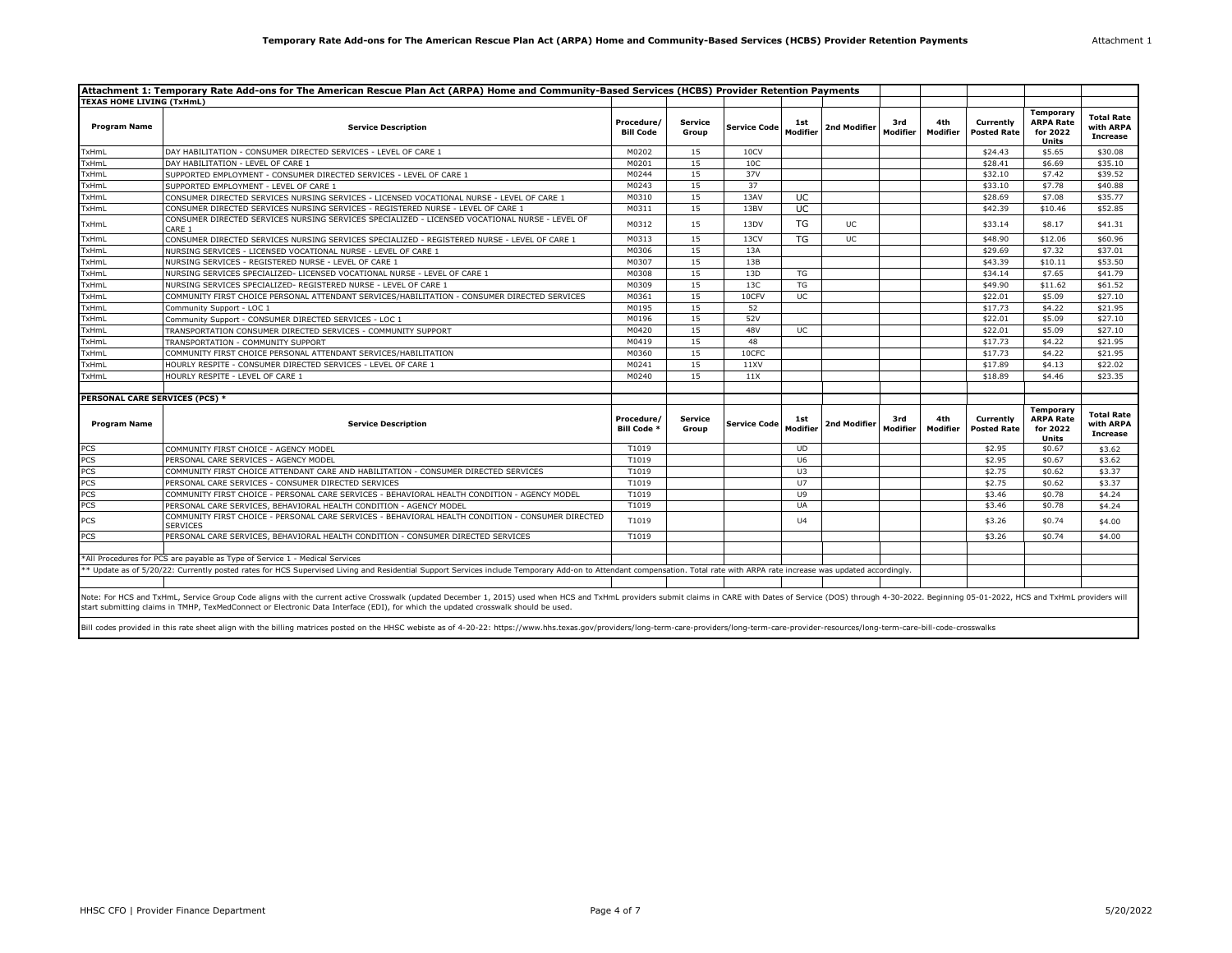## Attachment 1: Temporary Rate Add-ons for The American Rescue Plan Act (ARPA) Home and Community-Based Services (HCBS) Provider Retention Payments

### TEXAS HOME LIVING (TxHmL)

| Program Name | Service Description | Procedure/ Bill Code | Service Group | Service Code | 1st Modifier | 2nd Modifier | 3rd Modifier | 4th Modifier | Currently Posted Rate | Temporary ARPA Rate for 2022 Units | Total Rate with ARPA Increase |
|---|---|---|---|---|---|---|---|---|---|---|---|
| TxHmL | DAY HABILITATION - CONSUMER DIRECTED SERVICES - LEVEL OF CARE 1 | M0202 | 15 | 10CV | | | | | $24.43 | $5.65 | $30.08 |
| TxHmL | DAY HABILITATION - LEVEL OF CARE 1 | M0201 | 15 | 10C | | | | | $28.41 | $6.69 | $35.10 |
| TxHmL | SUPPORTED EMPLOYMENT - CONSUMER DIRECTED SERVICES - LEVEL OF CARE 1 | M0244 | 15 | 37V | | | | | $32.10 | $7.42 | $39.52 |
| TxHmL | SUPPORTED EMPLOYMENT - LEVEL OF CARE 1 | M0243 | 15 | 37 | | | | | $33.10 | $7.78 | $40.88 |
| TxHmL | CONSUMER DIRECTED SERVICES NURSING SERVICES - LICENSED VOCATIONAL NURSE - LEVEL OF CARE 1 | M0310 | 15 | 13AV | UC | | | | $28.69 | $7.08 | $35.77 |
| TxHmL | CONSUMER DIRECTED SERVICES NURSING SERVICES - REGISTERED NURSE - LEVEL OF CARE 1 | M0311 | 15 | 13BV | UC | | | | $42.39 | $10.46 | $52.85 |
| TxHmL | CONSUMER DIRECTED SERVICES NURSING SERVICES SPECIALIZED - LICENSED VOCATIONAL NURSE - LEVEL OF CARE 1 | M0312 | 15 | 13DV | TG | UC | | | $33.14 | $8.17 | $41.31 |
| TxHmL | CONSUMER DIRECTED SERVICES NURSING SERVICES SPECIALIZED - REGISTERED NURSE - LEVEL OF CARE 1 | M0313 | 15 | 13CV | TG | UC | | | $48.90 | $12.06 | $60.96 |
| TxHmL | NURSING SERVICES - LICENSED VOCATIONAL NURSE - LEVEL OF CARE 1 | M0306 | 15 | 13A | | | | | $29.69 | $7.32 | $37.01 |
| TxHmL | NURSING SERVICES - REGISTERED NURSE - LEVEL OF CARE 1 | M0307 | 15 | 13B | | | | | $43.39 | $10.11 | $53.50 |
| TxHmL | NURSING SERVICES SPECIALIZED- LICENSED VOCATIONAL NURSE - LEVEL OF CARE 1 | M0308 | 15 | 13D | TG | | | | $34.14 | $7.65 | $41.79 |
| TxHmL | NURSING SERVICES SPECIALIZED- REGISTERED NURSE - LEVEL OF CARE 1 | M0309 | 15 | 13C | TG | | | | $49.90 | $11.62 | $61.52 |
| TxHmL | COMMUNITY FIRST CHOICE PERSONAL ATTENDANT SERVICES/HABILITATION - CONSUMER DIRECTED SERVICES | M0361 | 15 | 10CFV | UC | | | | $22.01 | $5.09 | $27.10 |
| TxHmL | Community Support - LOC 1 | M0195 | 15 | 52 | | | | | $17.73 | $4.22 | $21.95 |
| TxHmL | Community Support - CONSUMER DIRECTED SERVICES - LOC 1 | M0196 | 15 | 52V | | | | | $22.01 | $5.09 | $27.10 |
| TxHmL | TRANSPORTATION CONSUMER DIRECTED SERVICES - COMMUNITY SUPPORT | M0420 | 15 | 48V | UC | | | | $22.01 | $5.09 | $27.10 |
| TxHmL | TRANSPORTATION - COMMUNITY SUPPORT | M0419 | 15 | 48 | | | | | $17.73 | $4.22 | $21.95 |
| TxHmL | COMMUNITY FIRST CHOICE PERSONAL ATTENDANT SERVICES/HABILITATION | M0360 | 15 | 10CFC | | | | | $17.73 | $4.22 | $21.95 |
| TxHmL | HOURLY RESPITE - CONSUMER DIRECTED SERVICES - LEVEL OF CARE 1 | M0241 | 15 | 11XV | | | | | $17.89 | $4.13 | $22.02 |
| TxHmL | HOURLY RESPITE - LEVEL OF CARE 1 | M0240 | 15 | 11X | | | | | $18.89 | $4.46 | $23.35 |

### PERSONAL CARE SERVICES (PCS) *

| Program Name | Service Description | Procedure/ Bill Code * | Service Group | Service Code | 1st Modifier | 2nd Modifier | 3rd Modifier | 4th Modifier | Currently Posted Rate | Temporary ARPA Rate for 2022 Units | Total Rate with ARPA Increase |
|---|---|---|---|---|---|---|---|---|---|---|---|
| PCS | COMMUNITY FIRST CHOICE - AGENCY MODEL | T1019 | | | UD | | | | $2.95 | $0.67 | $3.62 |
| PCS | PERSONAL CARE SERVICES - AGENCY MODEL | T1019 | | | U6 | | | | $2.95 | $0.67 | $3.62 |
| PCS | COMMUNITY FIRST CHOICE ATTENDANT CARE AND HABILITATION - CONSUMER DIRECTED SERVICES | T1019 | | | U3 | | | | $2.75 | $0.62 | $3.37 |
| PCS | PERSONAL CARE SERVICES - CONSUMER DIRECTED SERVICES | T1019 | | | U7 | | | | $2.75 | $0.62 | $3.37 |
| PCS | COMMUNITY FIRST CHOICE - PERSONAL CARE SERVICES - BEHAVIORAL HEALTH CONDITION - AGENCY MODEL | T1019 | | | U9 | | | | $3.46 | $0.78 | $4.24 |
| PCS | PERSONAL CARE SERVICES, BEHAVIORAL HEALTH CONDITION - AGENCY MODEL | T1019 | | | UA | | | | $3.46 | $0.78 | $4.24 |
| PCS | COMMUNITY FIRST CHOICE - PERSONAL CARE SERVICES - BEHAVIORAL HEALTH CONDITION - CONSUMER DIRECTED SERVICES | T1019 | | | U4 | | | | $3.26 | $0.74 | $4.00 |
| PCS | PERSONAL CARE SERVICES, BEHAVIORAL HEALTH CONDITION - CONSUMER DIRECTED SERVICES | T1019 | | | | | | | $3.26 | $0.74 | $4.00 |

*All Procedures for PCS are payable as Type of Service 1 - Medical Services

** Update as of 5/20/22: Currently posted rates for HCS Supervised Living and Residential Support Services include Temporary Add-on to Attendant compensation. Total rate with ARPA rate increase was updated accordingly.

Note: For HCS and TxHmL, Service Group Code aligns with the current active Crosswalk (updated December 1, 2015) used when HCS and TxHmL providers submit claims in CARE with Dates of Service (DOS) through 4-30-2022. Beginning 05-01-2022, HCS and TxHmL providers will start submitting claims in TMHP, TexMedConnect or Electronic Data Interface (EDI), for which the updated crosswalk should be used.

Bill codes provided in this rate sheet align with the billing matrices posted on the HHSC webiste as of 4-20-22: https://www.hhs.texas.gov/providers/long-term-care-providers/long-term-care-provider-resources/long-term-care-bill-code-crosswalks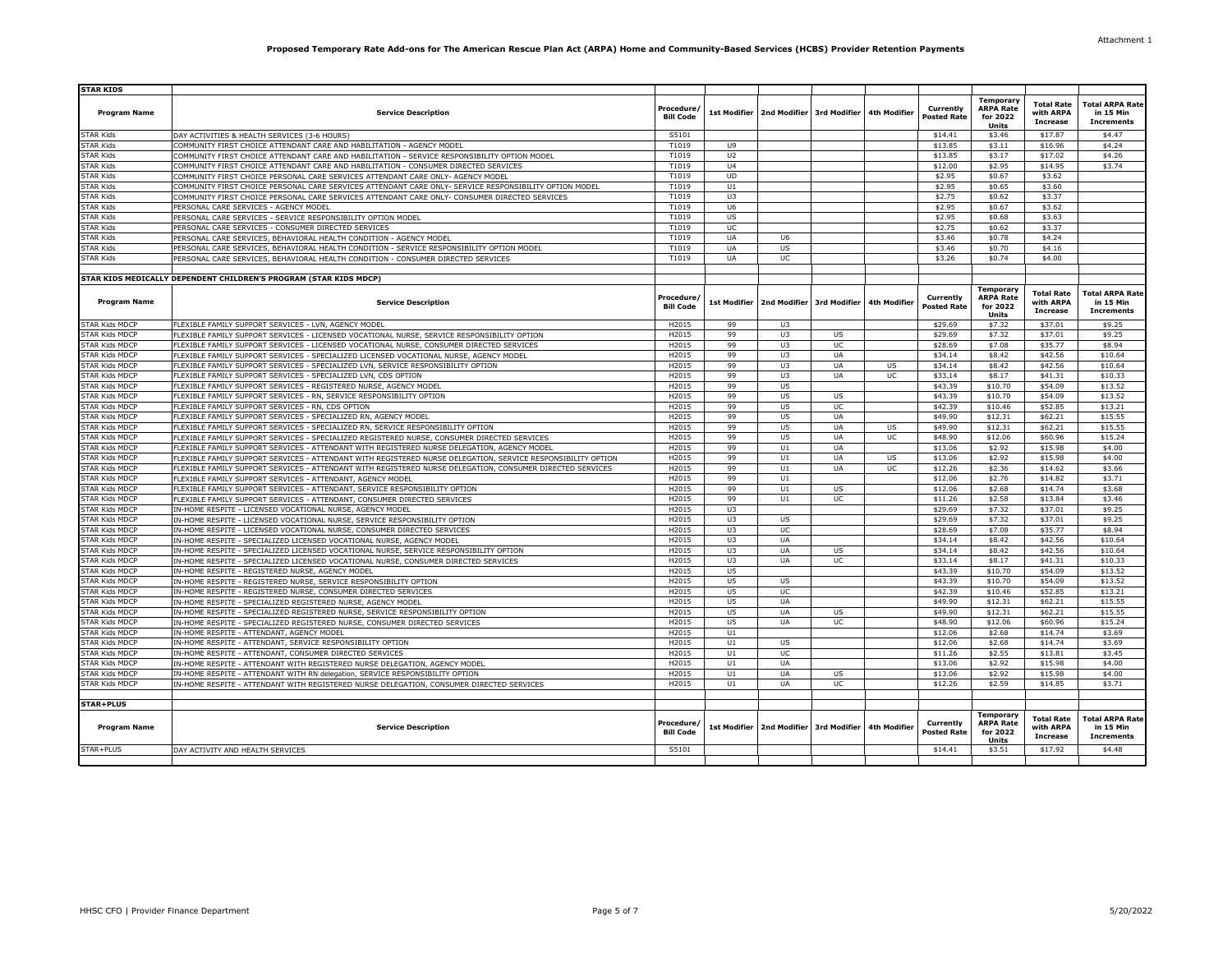Attachment 1

**Proposed Temporary Rate Add-ons for The American Rescue Plan Act (ARPA) Home and Community-Based Services (HCBS) Provider Retention Payments**

| STAR KIDS | | | | | | | | | | |
|---|---|---|---|---|---|---|---|---|---|---|
| **Program Name** | **Service Description** | **Procedure/ Bill Code** | **1st Modifier** | **2nd Modifier** | **3rd Modifier** | **4th Modifier** | **Currently Posted Rate** | **Temporary ARPA Rate for 2022 Units** | **Total Rate with ARPA Increase** | **Total ARPA Rate in 15 Min Increments** |
| STAR Kids | DAY ACTIVITIES & HEALTH SERVICES (3-6 HOURS) | S5101 | | | | | $14.41 | $3.46 | $17.87 | $4.47 |
| STAR Kids | COMMUNITY FIRST CHOICE ATTENDANT CARE AND HABILITATION - AGENCY MODEL | T1019 | U9 | | | | $13.85 | $3.11 | $16.96 | $4.24 |
| STAR Kids | COMMUNITY FIRST CHOICE ATTENDANT CARE AND HABILITATION - SERVICE RESPONSIBILITY OPTION MODEL | T1019 | U2 | | | | $13.85 | $3.17 | $17.02 | $4.26 |
| STAR Kids | COMMUNITY FIRST CHOICE ATTENDANT CARE AND HABILITATION - CONSUMER DIRECTED SERVICES | T1019 | U4 | | | | $12.00 | $2.95 | $14.95 | $3.74 |
| STAR Kids | COMMUNITY FIRST CHOICE PERSONAL CARE SERVICES ATTENDANT CARE ONLY- AGENCY MODEL | T1019 | UD | | | | $2.95 | $0.67 | $3.62 | |
| STAR Kids | COMMUNITY FIRST CHOICE PERSONAL CARE SERVICES ATTENDANT CARE ONLY- SERVICE RESPONSIBILITY OPTION MODEL | T1019 | U1 | | | | $2.95 | $0.65 | $3.60 | |
| STAR Kids | COMMUNITY FIRST CHOICE PERSONAL CARE SERVICES ATTENDANT CARE ONLY- CONSUMER DIRECTED SERVICES | T1019 | U3 | | | | $2.75 | $0.62 | $3.37 | |
| STAR Kids | PERSONAL CARE SERVICES - AGENCY MODEL | T1019 | U6 | | | | $2.95 | $0.67 | $3.62 | |
| STAR Kids | PERSONAL CARE SERVICES - SERVICE RESPONSIBILITY OPTION MODEL | T1019 | US | | | | $2.95 | $0.68 | $3.63 | |
| STAR Kids | PERSONAL CARE SERVICES - CONSUMER DIRECTED SERVICES | T1019 | UC | | | | $2.75 | $0.62 | $3.37 | |
| STAR Kids | PERSONAL CARE SERVICES, BEHAVIORAL HEALTH CONDITION - AGENCY MODEL | T1019 | UA | U6 | | | $3.46 | $0.78 | $4.24 | |
| STAR Kids | PERSONAL CARE SERVICES, BEHAVIORAL HEALTH CONDITION - SERVICE RESPONSIBILITY OPTION MODEL | T1019 | UA | US | | | $3.46 | $0.70 | $4.16 | |
| STAR Kids | PERSONAL CARE SERVICES, BEHAVIORAL HEALTH CONDITION - CONSUMER DIRECTED SERVICES | T1019 | UA | UC | | | $3.26 | $0.74 | $4.00 | |

| STAR KIDS MEDICALLY DEPENDENT CHILDREN'S PROGRAM (STAR KIDS MDCP) | | | | | | | | | | |
|---|---|---|---|---|---|---|---|---|---|---|
| **Program Name** | **Service Description** | **Procedure/ Bill Code** | **1st Modifier** | **2nd Modifier** | **3rd Modifier** | **4th Modifier** | **Currently Posted Rate** | **Temporary ARPA Rate for 2022 Units** | **Total Rate with ARPA Increase** | **Total ARPA Rate in 15 Min Increments** |
| STAR Kids MDCP | FLEXIBLE FAMILY SUPPORT SERVICES - LVN, AGENCY MODEL | H2015 | 99 | U3 | | | $29.69 | $7.32 | $37.01 | $9.25 |
| STAR Kids MDCP | FLEXIBLE FAMILY SUPPORT SERVICES - LICENSED VOCATIONAL NURSE, SERVICE RESPONSIBILITY OPTION | H2015 | 99 | U3 | US | | $29.69 | $7.32 | $37.01 | $9.25 |
| STAR Kids MDCP | FLEXIBLE FAMILY SUPPORT SERVICES - LICENSED VOCATIONAL NURSE, CONSUMER DIRECTED SERVICES | H2015 | 99 | U3 | UC | | $28.69 | $7.08 | $35.77 | $8.94 |
| STAR Kids MDCP | FLEXIBLE FAMILY SUPPORT SERVICES - SPECIALIZED LICENSED VOCATIONAL NURSE, AGENCY MODEL | H2015 | 99 | U3 | UA | | $34.14 | $8.42 | $42.56 | $10.64 |
| STAR Kids MDCP | FLEXIBLE FAMILY SUPPORT SERVICES - SPECIALIZED LVN, SERVICE RESPONSIBILITY OPTION | H2015 | 99 | U3 | UA | US | $34.14 | $8.42 | $42.56 | $10.64 |
| STAR Kids MDCP | FLEXIBLE FAMILY SUPPORT SERVICES - SPECIALIZED LVN, CDS OPTION | H2015 | 99 | U3 | UA | UC | $33.14 | $8.17 | $41.31 | $10.33 |
| STAR Kids MDCP | FLEXIBLE FAMILY SUPPORT SERVICES - REGISTERED NURSE, AGENCY MODEL | H2015 | 99 | U5 | | | $43.39 | $10.70 | $54.09 | $13.52 |
| STAR Kids MDCP | FLEXIBLE FAMILY SUPPORT SERVICES - RN, SERVICE RESPONSIBILITY OPTION | H2015 | 99 | U5 | US | | $43.39 | $10.70 | $54.09 | $13.52 |
| STAR Kids MDCP | FLEXIBLE FAMILY SUPPORT SERVICES - RN, CDS OPTION | H2015 | 99 | U5 | UC | | $42.39 | $10.46 | $52.85 | $13.21 |
| STAR Kids MDCP | FLEXIBLE FAMILY SUPPORT SERVICES - SPECIALIZED RN, AGENCY MODEL | H2015 | 99 | U5 | UA | | $49.90 | $12.31 | $62.21 | $15.55 |
| STAR Kids MDCP | FLEXIBLE FAMILY SUPPORT SERVICES - SPECIALIZED RN, SERVICE RESPONSIBILITY OPTION | H2015 | 99 | U5 | UA | US | $49.90 | $12.31 | $62.21 | $15.55 |
| STAR Kids MDCP | FLEXIBLE FAMILY SUPPORT SERVICES - SPECIALIZED REGISTERED NURSE, CONSUMER DIRECTED SERVICES | H2015 | 99 | U5 | UA | UC | $48.90 | $12.06 | $60.96 | $15.24 |
| STAR Kids MDCP | FLEXIBLE FAMILY SUPPORT SERVICES - ATTENDANT WITH REGISTERED NURSE DELEGATION, AGENCY MODEL | H2015 | 99 | U1 | UA | | $13.06 | $2.92 | $15.98 | $4.00 |
| STAR Kids MDCP | FLEXIBLE FAMILY SUPPORT SERVICES - ATTENDANT WITH REGISTERED NURSE DELEGATION, SERVICE RESPONSIBILITY OPTION | H2015 | 99 | U1 | UA | US | $13.06 | $2.92 | $15.98 | $4.00 |
| STAR Kids MDCP | FLEXIBLE FAMILY SUPPORT SERVICES - ATTENDANT WITH REGISTERED NURSE DELEGATION, CONSUMER DIRECTED SERVICES | H2015 | 99 | U1 | UA | UC | $12.26 | $2.36 | $14.62 | $3.66 |
| STAR Kids MDCP | FLEXIBLE FAMILY SUPPORT SERVICES - ATTENDANT, AGENCY MODEL | H2015 | 99 | U1 | | | $12.06 | $2.76 | $14.82 | $3.71 |
| STAR Kids MDCP | FLEXIBLE FAMILY SUPPORT SERVICES - ATTENDANT, SERVICE RESPONSIBILITY OPTION | H2015 | 99 | U1 | US | | $12.06 | $2.68 | $14.74 | $3.68 |
| STAR Kids MDCP | FLEXIBLE FAMILY SUPPORT SERVICES - ATTENDANT, CONSUMER DIRECTED SERVICES | H2015 | 99 | U1 | UC | | $11.26 | $2.58 | $13.84 | $3.46 |
| STAR Kids MDCP | IN-HOME RESPITE - LICENSED VOCATIONAL NURSE, AGENCY MODEL | H2015 | U3 | | | | $29.69 | $7.32 | $37.01 | $9.25 |
| STAR Kids MDCP | IN-HOME RESPITE - LICENSED VOCATIONAL NURSE, SERVICE RESPONSIBILITY OPTION | H2015 | U3 | US | | | $29.69 | $7.32 | $37.01 | $9.25 |
| STAR Kids MDCP | IN-HOME RESPITE - LICENSED VOCATIONAL NURSE, CONSUMER DIRECTED SERVICES | H2015 | U3 | UC | | | $28.69 | $7.08 | $35.77 | $8.94 |
| STAR Kids MDCP | IN-HOME RESPITE - SPECIALIZED LICENSED VOCATIONAL NURSE, AGENCY MODEL | H2015 | U3 | UA | | | $34.14 | $8.42 | $42.56 | $10.64 |
| STAR Kids MDCP | IN-HOME RESPITE - SPECIALIZED LICENSED VOCATIONAL NURSE, SERVICE RESPONSIBILITY OPTION | H2015 | U3 | UA | US | | $34.14 | $8.42 | $42.56 | $10.64 |
| STAR Kids MDCP | IN-HOME RESPITE - SPECIALIZED LICENSED VOCATIONAL NURSE, CONSUMER DIRECTED SERVICES | H2015 | U3 | UA | UC | | $33.14 | $8.17 | $41.31 | $10.33 |
| STAR Kids MDCP | IN-HOME RESPITE - REGISTERED NURSE, AGENCY MODEL | H2015 | U5 | | | | $43.39 | $10.70 | $54.09 | $13.52 |
| STAR Kids MDCP | IN-HOME RESPITE - REGISTERED NURSE, SERVICE RESPONSIBILITY OPTION | H2015 | U5 | US | | | $43.39 | $10.70 | $54.09 | $13.52 |
| STAR Kids MDCP | IN-HOME RESPITE - REGISTERED NURSE, CONSUMER DIRECTED SERVICES | H2015 | U5 | UC | | | $42.39 | $10.46 | $52.85 | $13.21 |
| STAR Kids MDCP | IN-HOME RESPITE - SPECIALIZED REGISTERED NURSE, AGENCY MODEL | H2015 | U5 | UA | | | $49.90 | $12.31 | $62.21 | $15.55 |
| STAR Kids MDCP | IN-HOME RESPITE - SPECIALIZED REGISTERED NURSE, SERVICE RESPONSIBILITY OPTION | H2015 | U5 | UA | US | | $49.90 | $12.31 | $62.21 | $15.55 |
| STAR Kids MDCP | IN-HOME RESPITE - SPECIALIZED REGISTERED NURSE, CONSUMER DIRECTED SERVICES | H2015 | U5 | UA | UC | | $48.90 | $12.06 | $60.96 | $15.24 |
| STAR Kids MDCP | IN-HOME RESPITE - ATTENDANT, AGENCY MODEL | H2015 | U1 | | | | $12.06 | $2.68 | $14.74 | $3.69 |
| STAR Kids MDCP | IN-HOME RESPITE - ATTENDANT, SERVICE RESPONSIBILITY OPTION | H2015 | U1 | US | | | $12.06 | $2.68 | $14.74 | $3.69 |
| STAR Kids MDCP | IN-HOME RESPITE - ATTENDANT, CONSUMER DIRECTED SERVICES | H2015 | U1 | UC | | | $11.26 | $2.55 | $13.81 | $3.45 |
| STAR Kids MDCP | IN-HOME RESPITE - ATTENDANT WITH REGISTERED NURSE DELEGATION, AGENCY MODEL | H2015 | U1 | UA | | | $13.06 | $2.92 | $15.98 | $4.00 |
| STAR Kids MDCP | IN-HOME RESPITE - ATTENDANT WITH RN delegation, SERVICE RESPONSIBILITY OPTION | H2015 | U1 | UA | US | | $13.06 | $2.92 | $15.98 | $4.00 |
| STAR Kids MDCP | IN-HOME RESPITE - ATTENDANT WITH REGISTERED NURSE DELEGATION, CONSUMER DIRECTED SERVICES | H2015 | U1 | UA | UC | | $12.26 | $2.59 | $14.85 | $3.71 |

| STAR+PLUS | | | | | | | | | | |
|---|---|---|---|---|---|---|---|---|---|---|
| **Program Name** | **Service Description** | **Procedure/ Bill Code** | **1st Modifier** | **2nd Modifier** | **3rd Modifier** | **4th Modifier** | **Currently Posted Rate** | **Temporary ARPA Rate for 2022 Units** | **Total Rate with ARPA Increase** | **Total ARPA Rate in 15 Min Increments** |
| STAR+PLUS | DAY ACTIVITY AND HEALTH SERVICES | S5101 | | | | | $14.41 | $3.51 | $17.92 | $4.48 |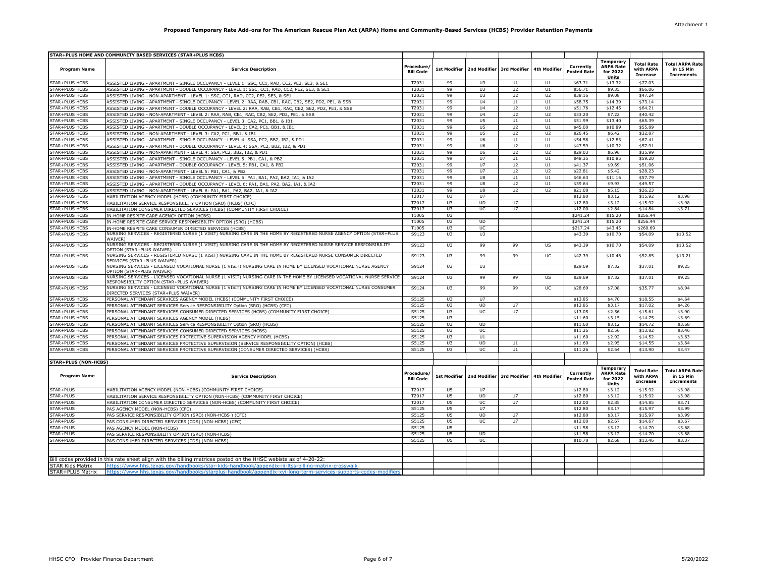Attachment 1

**Proposed Temporary Rate Add-ons for The American Rescue Plan Act (ARPA) Home and Community-Based Services (HCBS) Provider Retention Payments**

**STAR+PLUS HOME AND COMMUNITY BASED SERVICES (STAR+PLUS HCBS)**

| Program Name | Service Description | Procedure/ Bill Code | 1st Modifier | 2nd Modifier | 3rd Modifier | 4th Modifier | Currently Posted Rate | Temporary ARPA Rate for 2022 Units | Total Rate with ARPA Increase | Total ARPA Rate in 15 Min Increments |
|---|---|---|---|---|---|---|---|---|---|---|
| STAR+PLUS HCBS | ASSISTED LIVING - APARTMENT - SINGLE OCCUPANCY - LEVEL 1: SSC, CC1, RAD, CC2, PE2, SE3, & SE1 | T2031 | 99 | U3 | U1 | U1 | $63.71 | $13.32 | $77.03 | |
| STAR+PLUS HCBS | ASSISTED LIVING - APARTMENT - DOUBLE OCCUPANCY - LEVEL 1: SSC, CC1, RAD, CC2, PE2, SE3, & SE1 | T2031 | 99 | U3 | U2 | U1 | $56.71 | $9.35 | $66.06 | |
| STAR+PLUS HCBS | ASSISTED LIVING - NON-APARTMENT - LEVEL 1: SSC, CC1, RAD, CC2, PE2, SE3, & SE1 | T2031 | 99 | U3 | U2 | U2 | $38.16 | $9.08 | $47.24 | |
| STAR+PLUS HCBS | ASSISTED LIVING - APARTMENT - SINGLE OCCUPANCY - LEVEL 2: RAA, RAB, CB1, RAC, CB2, SE2, PD2, PE1, & SSB | T2031 | 99 | U4 | U1 | U1 | $58.75 | $14.39 | $73.14 | |
| STAR+PLUS HCBS | ASSISTED LIVING - APARTMENT - DOUBLE OCCUPANCY - LEVEL 2: RAA, RAB, CB1, RAC, CB2, SE2, PD2, PE1, & SSB | T2031 | 99 | U4 | U2 | U1 | $51.76 | $12.45 | $64.21 | |
| STAR+PLUS HCBS | ASSISTED LIVING - NON-APARTMENT - LEVEL 2: RAA, RAB, CB1, RAC, CB2, SE2, PD2, PE1, & SSB | T2031 | 99 | U4 | U2 | U2 | $33.20 | $7.22 | $40.42 | |
| STAR+PLUS HCBS | ASSISTED LIVING - APARTMENT - SINGLE OCCUPANCY - LEVEL 3: CA2, PC1, BB1, & IB1 | T2031 | 99 | U5 | U1 | U1 | $51.99 | $13.40 | $65.39 | |
| STAR+PLUS HCBS | ASSISTED LIVING - APARTMENT - DOUBLE OCCUPANCY - LEVEL 3: CA2, PC1, BB1, & IB1 | T2031 | 99 | U5 | U2 | U1 | $45.00 | $10.89 | $55.89 | |
| STAR+PLUS HCBS | ASSISTED LIVING - NON-APARTMENT - LEVEL 3: CA2, PC1, BB1, & IB1 | T2031 | 99 | U5 | U2 | U2 | $26.45 | $6.42 | $32.87 | |
| STAR+PLUS HCBS | ASSISTED LIVING - APARTMENT - SINGLE OCCUPANCY - LEVEL 4: SSA, PC2, BB2, IB2, & PD1 | T2031 | 99 | U6 | U1 | U1 | $54.58 | $12.83 | $67.41 | |
| STAR+PLUS HCBS | ASSISTED LIVING - APARTMENT - DOUBLE OCCUPANCY - LEVEL 4: SSA, PC2, BB2, IB2, & PD1 | T2031 | 99 | U6 | U2 | U1 | $47.59 | $10.32 | $57.91 | |
| STAR+PLUS HCBS | ASSISTED LIVING - NON-APARTMENT - LEVEL 4: SSA, PC2, BB2, IB2, & PD1 | T2031 | 99 | U6 | U2 | U2 | $29.03 | $6.96 | $35.99 | |
| STAR+PLUS HCBS | ASSISTED LIVING - APARTMENT - SINGLE OCCUPANCY - LEVEL 5: PB1, CA1, & PB2 | T2031 | 99 | U7 | U1 | U1 | $48.35 | $10.85 | $59.20 | |
| STAR+PLUS HCBS | ASSISTED LIVING - APARTMENT - DOUBLE OCCUPANCY - LEVEL 5: PB1, CA1, & PB2 | T2031 | 99 | U7 | U2 | U1 | $41.37 | $9.69 | $51.06 | |
| STAR+PLUS HCBS | ASSISTED LIVING - NON-APARTMENT - LEVEL 5: PB1, CA1, & PB2 | T2031 | 99 | U7 | U2 | U2 | $22.81 | $5.42 | $28.23 | |
| STAR+PLUS HCBS | ASSISTED LIVING - APARTMENT - SINGLE OCCUPANCY - LEVEL 6: PA1, BA1, PA2, BA2, IA1, & IA2 | T2031 | 99 | U8 | U1 | U1 | $46.63 | $11.16 | $57.79 | |
| STAR+PLUS HCBS | ASSISTED LIVING - APARTMENT - DOUBLE OCCUPANCY - LEVEL 6: PA1, BA1, PA2, BA2, IA1, & IA2 | T2031 | 99 | U8 | U2 | U1 | $39.64 | $9.93 | $49.57 | |
| STAR+PLUS HCBS | ASSISTED LIVING - NON-APARTMENT - LEVEL 6: PA1, BA1, PA2, BA2, IA1, & IA2 | T2031 | 99 | U8 | U2 | U2 | $21.08 | $5.15 | $26.23 | |
| STAR+PLUS HCBS | HABILITATION AGENCY MODEL (HCBS) (COMMUNITY FIRST CHOICE) | T2017 | U3 | U7 | | | $12.80 | $3.12 | $15.92 | $3.98 |
| STAR+PLUS HCBS | HABILITATION SERVICE RESPONSIBILITY OPTION (SRO) (HCBS) (CFC) | T2017 | U3 | UD | U7 | | $12.80 | $3.12 | $15.92 | $3.98 |
| STAR+PLUS HCBS | HABILITATION CONSUMER DIRECTED SERVICES (HCBS) (COMMUNITY FIRST CHOICE) | T2017 | U3 | UC | U7 | | $12.00 | $2.84 | $14.84 | $3.71 |
| STAR+PLUS HCBS | IN-HOME RESPITE CARE AGENCY OPTION (HCBS) | T1005 | U3 | | | | $241.24 | $15.20 | $256.44 | |
| STAR+PLUS HCBS | IN-HOME RESPITE CARE SERVICE RESPONSIBILITY OPTION (SRO) (HCBS) | T1005 | U3 | UD | | | $241.24 | $15.20 | $256.44 | |
| STAR+PLUS HCBS | IN-HOME RESPITE CARE CONSUMER DIRECTED SERVICES (HCBS) | T1005 | U3 | UC | | | $217.24 | $43.45 | $260.69 | |
| STAR+PLUS HCBS | NURSING SERVICES - REGISTERED NURSE (1 VISIT) NURSING CARE IN THE HOME BY REGISTERED NURSE AGENCY OPTION (STAR+PLUS WAIVER) | S9123 | U3 | U3 | | | $43.39 | $10.70 | $54.09 | $13.52 |
| STAR+PLUS HCBS | NURSING SERVICES - REGISTERED NURSE (1 VISIT) NURSING CARE IN THE HOME BY REGISTERED NURSE SERVICE RESPONSIBILITY OPTION (STAR+PLUS WAIVER) | S9123 | U3 | 99 | 99 | US | $43.39 | $10.70 | $54.09 | $13.52 |
| STAR+PLUS HCBS | NURSING SERVICES - REGISTERED NURSE (1 VISIT) NURSING CARE IN THE HOME BY REGISTERED NURSE CONSUMER DIRECTED SERVICES (STAR+PLUS WAIVER) | S9123 | U3 | 99 | 99 | UC | $42.39 | $10.46 | $52.85 | $13.21 |
| STAR+PLUS HCBS | NURSING SERVICES - LICENSED VOCATIONAL NURSE (1 VISIT) NURSING CARE IN HOME BY LICENSED VOCATIONAL NURSE AGENCY OPTION (STAR+PLUS WAIVER) | S9124 | U3 | U3 | | | $29.69 | $7.32 | $37.01 | $9.25 |
| STAR+PLUS HCBS | NURSING SERVICES - LICENSED VOCATIONAL NURSE (1 VISIT) NURSING CARE IN THE HOME BY LICENSED VOCATIONAL NURSE SERVICE RESPONSIBILITY OPTION (STAR+PLUS WAIVER) | S9124 | U3 | 99 | 99 | US | $29.69 | $7.32 | $37.01 | $9.25 |
| STAR+PLUS HCBS | NURSING SERVICES - LICENSED VOCATIONAL NURSE (1 VISIT) NURSING CARE IN THE HOME BY LICENSED VOCATIONAL NURSE CONSUMER DIRECTED SERVICES (STAR+PLUS WAIVER) | S9124 | U3 | 99 | 99 | UC | $28.69 | $7.08 | $35.77 | $8.94 |
| STAR+PLUS HCBS | PERSONAL ATTENDANT SERVICES AGENCY MODEL (HCBS) (COMMUNITY FIRST CHOICE) | S5125 | U3 | U7 | | | $13.85 | $4.70 | $18.55 | $4.64 |
| STAR+PLUS HCBS | PERSONAL ATTENDANT SERVICES Service RESPONSIBILITY Option (SRO) (HCBS) (CFC) | S5125 | U3 | UD | U7 | | $13.85 | $3.17 | $17.02 | $4.26 |
| STAR+PLUS HCBS | PERSONAL ATTENDANT SERVICES CONSUMER DIRECTED SERVICES (HCBS) (COMMUNITY FIRST CHOICE) | S5125 | U3 | UC | U7 | | $13.05 | $2.56 | $15.61 | $3.90 |
| STAR+PLUS HCBS | PERSONAL ATTENDANT SERVICES AGENCY MODEL (HCBS) | S5125 | U3 | | | | $11.60 | $3.15 | $14.75 | $3.69 |
| STAR+PLUS HCBS | PERSONAL ATTENDANT SERVICES Service RESPONSIBILITY Option (SRO) (HCBS) | S5125 | U3 | UD | | | $11.60 | $3.12 | $14.72 | $3.68 |
| STAR+PLUS HCBS | PERSONAL ATTENDANT SERVICES CONSUMER DIRECTED SERVICES (HCBS) | S5125 | U3 | UC | | | $11.26 | $2.56 | $13.82 | $3.46 |
| STAR+PLUS HCBS | PERSONAL ATTENDANT SERVICES PROTECTIVE SUPERVISION AGENCY MODEL (HCBS) | S5125 | U3 | U1 | | | $11.60 | $2.92 | $14.52 | $3.63 |
| STAR+PLUS HCBS | PERSONAL ATTENDANT SERVICES PROTECTIVE SUPERVISION (SERVICE RESPONSIBILITY OPTION) (HCBS) | S5125 | U3 | UD | U1 | | $11.60 | $2.95 | $14.55 | $3.64 |
| STAR+PLUS HCBS | PERSONAL ATTENDANT SERVICES PROTECTIVE SUPERVISION (CONSUMER DIRECTED SERVICES) (HCBS) | S5125 | U3 | UC | U1 | | $11.26 | $2.64 | $13.90 | $3.47 |

**STAR+PLUS (NON-HCBS)**

| Program Name | Service Description | Procedure/ Bill Code | 1st Modifier | 2nd Modifier | 3rd Modifier | 4th Modifier | Currently Posted Rate | Temporary ARPA Rate for 2022 Units | Total Rate with ARPA Increase | Total ARPA Rate in 15 Min Increments |
|---|---|---|---|---|---|---|---|---|---|---|
| STAR+PLUS | HABILITATION AGENCY MODEL (NON-HCBS) (COMMUNITY FIRST CHOICE) | T2017 | U5 | U7 | | | $12.80 | $3.12 | $15.92 | $3.98 |
| STAR+PLUS | HABILITATION SERVICE RESPONSIBILITY OPTION (NON-HCBS) (COMMUNITY FIRST CHOICE) | T2017 | U5 | UD | U7 | | $12.80 | $3.12 | $15.92 | $3.98 |
| STAR+PLUS | HABILITATION CONSUMER DIRECTED SERVICES (NON-HCBS) (COMMUNITY FIRST CHOICE) | T2017 | U5 | UC | U7 | | $12.00 | $2.85 | $14.85 | $3.71 |
| STAR+PLUS | PAS AGENCY MODEL (NON-HCBS) (CFC) | S5125 | U5 | U7 | | | $12.80 | $3.17 | $15.97 | $3.99 |
| STAR+PLUS | PAS SERVICE RESPONSIBILITY OPTION (SRO) (NON-HCBS ) (CFC) | S5125 | U5 | UD | U7 | | $12.80 | $3.17 | $15.97 | $3.99 |
| STAR+PLUS | PAS CONSUMER DIRECTED SERVICES (CDS) (NON-HCBS) (CFC) | S5125 | U5 | UC | U7 | | $12.00 | $2.67 | $14.67 | $3.67 |
| STAR+PLUS | PAS AGENCY MODEL (NON-HCBS) | S5125 | U5 | | | | $11.58 | $3.12 | $14.70 | $3.68 |
| STAR+PLUS | PAS SERVICE RESPONSIBILITY OPTION (SRO) (NON-HCBS) | S5125 | U5 | UD | | | $11.58 | $3.12 | $14.70 | $3.68 |
| STAR+PLUS | PAS CONSUMER DIRECTED SERVICES (CDS) (NON-HCBS) | S5125 | U5 | UC | | | $10.78 | $2.68 | $13.46 | $3.37 |

Bill codes provided in this rate sheet align with the billing matrices posted on the HHSC webiste as of 4-20-22:

| | |
|---|---|
| STAR Kids Matrix | https://www.hhs.texas.gov/handbooks/star-kids-handbook/appendix-iii-ltss-billing-matrix-crosswalk |
| STAR+PLUS Matrix | https://www.hhs.texas.gov/handbooks/starplus-handbook/appendix-xvi-long-term-services-supports-codes-modifiers |

HHSC CFO | Provider Finance Department

5/20/2022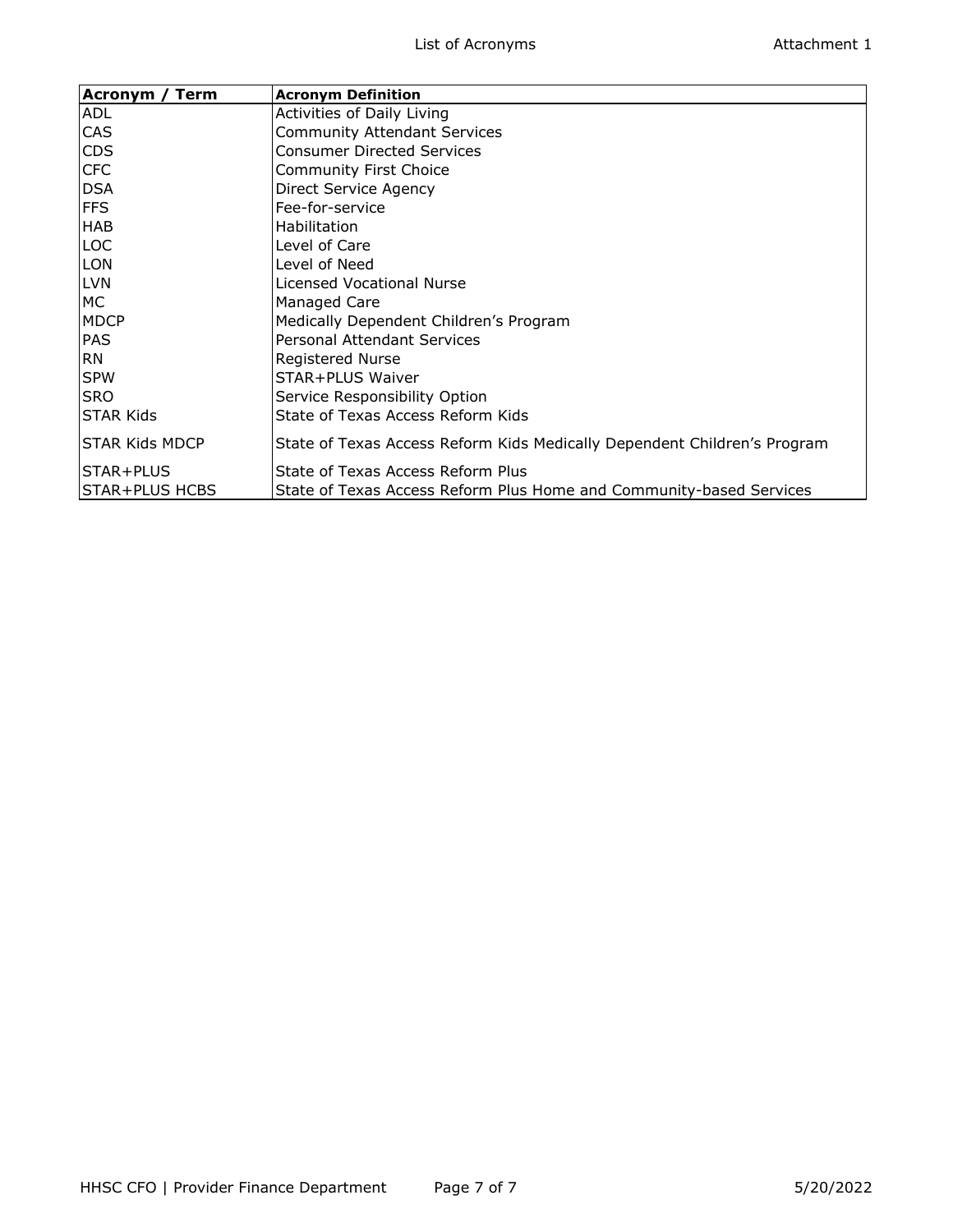| Acronym / Term | Acronym Definition |
|---|---|
| ADL | Activities of Daily Living |
| CAS | Community Attendant Services |
| CDS | Consumer Directed Services |
| CFC | Community First Choice |
| DSA | Direct Service Agency |
| FFS | Fee-for-service |
| HAB | Habilitation |
| LOC | Level of Care |
| LON | Level of Need |
| LVN | Licensed Vocational Nurse |
| MC | Managed Care |
| MDCP | Medically Dependent Children's Program |
| PAS | Personal Attendant Services |
| RN | Registered Nurse |
| SPW | STAR+PLUS Waiver |
| SRO | Service Responsibility Option |
| STAR Kids | State of Texas Access Reform Kids |
| STAR Kids MDCP | State of Texas Access Reform Kids Medically Dependent Children's Program |
| STAR+PLUS | State of Texas Access Reform Plus |
| STAR+PLUS HCBS | State of Texas Access Reform Plus Home and Community-based Services |